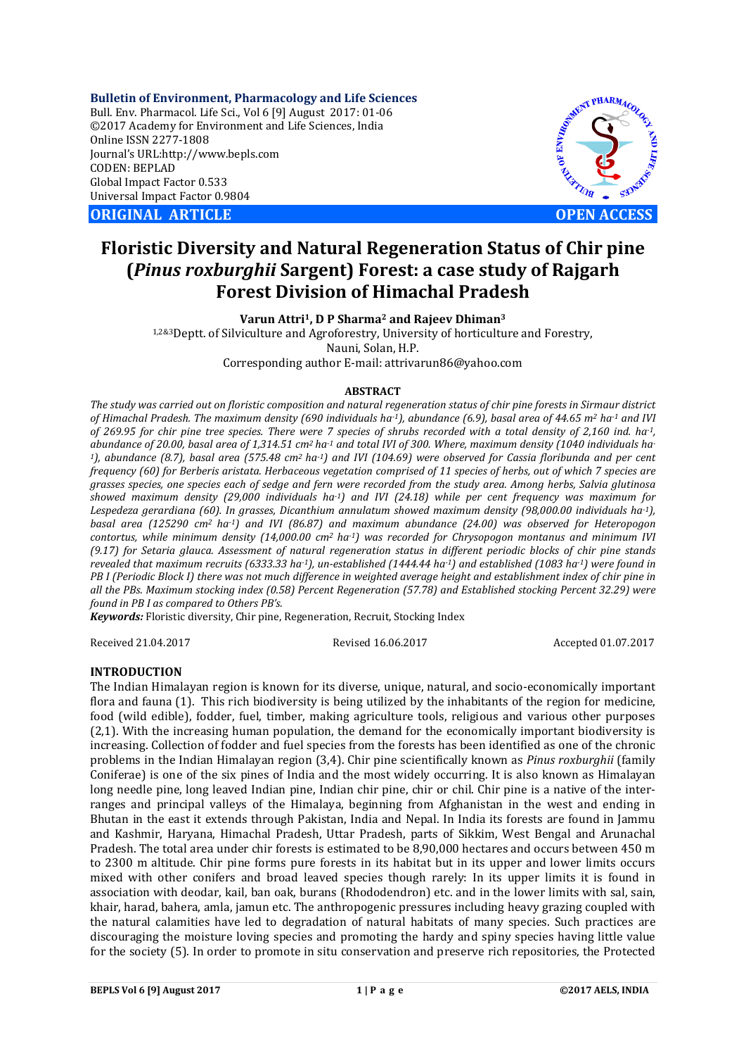**Bulletin of Environment, Pharmacology and Life Sciences**
Bull. Env. Pharmacol. Life Sci., Vol 6 [9] August 2017: 01-06
©2017 Academy for Environment and Life Sciences, India
Online ISSN 2277-1808
Journal's URL:http://www.bepls.com
CODEN: BEPLAD
Global Impact Factor 0.533
Universal Impact Factor 0.9804

**ORIGINAL ARTICLE** **OPEN ACCESS**

# Floristic Diversity and Natural Regeneration Status of Chir pine (*Pinus roxburghii* Sargent) Forest: a case study of Rajgarh Forest Division of Himachal Pradesh

**Varun Attri[1], D P Sharma[2] and Rajeev Dhiman[3]**

[1,2&3]Deptt. of Silviculture and Agroforestry, University of horticulture and Forestry, Nauni, Solan, H.P.

Corresponding author E-mail: attrivarun86@yahoo.com

## ABSTRACT

*The study was carried out on floristic composition and natural regeneration status of chir pine forests in Sirmaur district of Himachal Pradesh. The maximum density (690 individuals ha$^{-1}$), abundance (6.9), basal area of 44.65 m$^2$ ha$^{-1}$ and IVI of 269.95 for chir pine tree species. There were 7 species of shrubs recorded with a total density of 2,160 ind. ha$^{-1}$, abundance of 20.00, basal area of 1,314.51 cm$^2$ ha$^{-1}$ and total IVI of 300. Where, maximum density (1040 individuals ha$^{-1}$), abundance (8.7), basal area (575.48 cm$^2$ ha$^{-1}$) and IVI (104.69) were observed for Cassia floribunda and per cent frequency (60) for Berberis aristata. Herbaceous vegetation comprised of 11 species of herbs, out of which 7 species are grasses species, one species each of sedge and fern were recorded from the study area. Among herbs, Salvia glutinosa showed maximum density (29,000 individuals ha$^{-1}$) and IVI (24.18) while per cent frequency was maximum for Lespedeza gerardiana (60). In grasses, Dicanthium annulatum showed maximum density (98,000.00 individuals ha$^{-1}$), basal area (125290 cm$^2$ ha$^{-1}$) and IVI (86.87) and maximum abundance (24.00) was observed for Heteropogon contortus, while minimum density (14,000.00 cm$^2$ ha$^{-1}$) was recorded for Chrysopogon montanus and minimum IVI (9.17) for Setaria glauca. Assessment of natural regeneration status in different periodic blocks of chir pine stands revealed that maximum recruits (6333.33 ha$^{-1}$), un-established (1444.44 ha$^{-1}$) and established (1083 ha$^{-1}$) were found in PB I (Periodic Block I) there was not much difference in weighted average height and establishment index of chir pine in all the PBs. Maximum stocking index (0.58) Percent Regeneration (57.78) and Established stocking Percent 32.29) were found in PB I as compared to Others PB's.*

***Keywords:*** Floristic diversity, Chir pine, Regeneration, Recruit, Stocking Index

Received 21.04.2017 Revised 16.06.2017 Accepted 01.07.2017

## INTRODUCTION

The Indian Himalayan region is known for its diverse, unique, natural, and socio-economically important flora and fauna (1). This rich biodiversity is being utilized by the inhabitants of the region for medicine, food (wild edible), fodder, fuel, timber, making agriculture tools, religious and various other purposes (2,1). With the increasing human population, the demand for the economically important biodiversity is increasing. Collection of fodder and fuel species from the forests has been identified as one of the chronic problems in the Indian Himalayan region (3,4). Chir pine scientifically known as *Pinus roxburghii* (family Coniferae) is one of the six pines of India and the most widely occurring. It is also known as Himalayan long needle pine, long leaved Indian pine, Indian chir pine, chir or chil. Chir pine is a native of the inter-ranges and principal valleys of the Himalaya, beginning from Afghanistan in the west and ending in Bhutan in the east it extends through Pakistan, India and Nepal. In India its forests are found in Jammu and Kashmir, Haryana, Himachal Pradesh, Uttar Pradesh, parts of Sikkim, West Bengal and Arunachal Pradesh. The total area under chir forests is estimated to be 8,90,000 hectares and occurs between 450 m to 2300 m altitude. Chir pine forms pure forests in its habitat but in its upper and lower limits occurs mixed with other conifers and broad leaved species though rarely: In its upper limits it is found in association with deodar, kail, ban oak, burans (Rhododendron) etc. and in the lower limits with sal, sain, khair, harad, bahera, amla, jamun etc. The anthropogenic pressures including heavy grazing coupled with the natural calamities have led to degradation of natural habitats of many species. Such practices are discouraging the moisture loving species and promoting the hardy and spiny species having little value for the society (5). In order to promote in situ conservation and preserve rich repositories, the Protected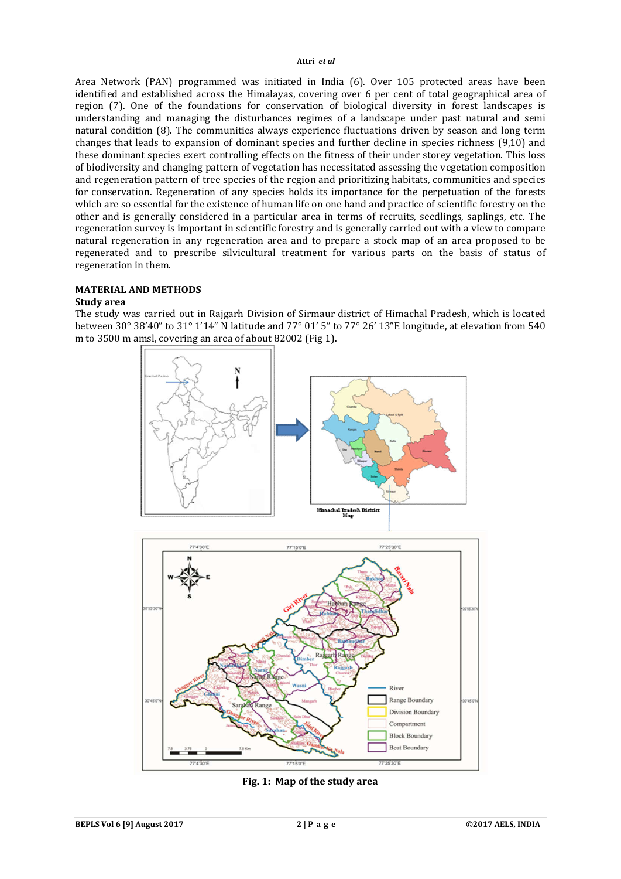Area Network (PAN) programmed was initiated in India (6). Over 105 protected areas have been identified and established across the Himalayas, covering over 6 per cent of total geographical area of region (7). One of the foundations for conservation of biological diversity in forest landscapes is understanding and managing the disturbances regimes of a landscape under past natural and semi natural condition (8). The communities always experience fluctuations driven by season and long term changes that leads to expansion of dominant species and further decline in species richness (9,10) and these dominant species exert controlling effects on the fitness of their under storey vegetation. This loss of biodiversity and changing pattern of vegetation has necessitated assessing the vegetation composition and regeneration pattern of tree species of the region and prioritizing habitats, communities and species for conservation. Regeneration of any species holds its importance for the perpetuation of the forests which are so essential for the existence of human life on one hand and practice of scientific forestry on the other and is generally considered in a particular area in terms of recruits, seedlings, saplings, etc. The regeneration survey is important in scientific forestry and is generally carried out with a view to compare natural regeneration in any regeneration area and to prepare a stock map of an area proposed to be regenerated and to prescribe silvicultural treatment for various parts on the basis of status of regeneration in them.

## MATERIAL AND METHODS

### Study area

The study was carried out in Rajgarh Division of Sirmaur district of Himachal Pradesh, which is located between 30° 38'40" to 31° 1'14" N latitude and 77° 01' 5" to 77° 26' 13"E longitude, at elevation from 540 m to 3500 m amsl, covering an area of about 82002 (Fig 1).

**Fig. 1: Map of the study area**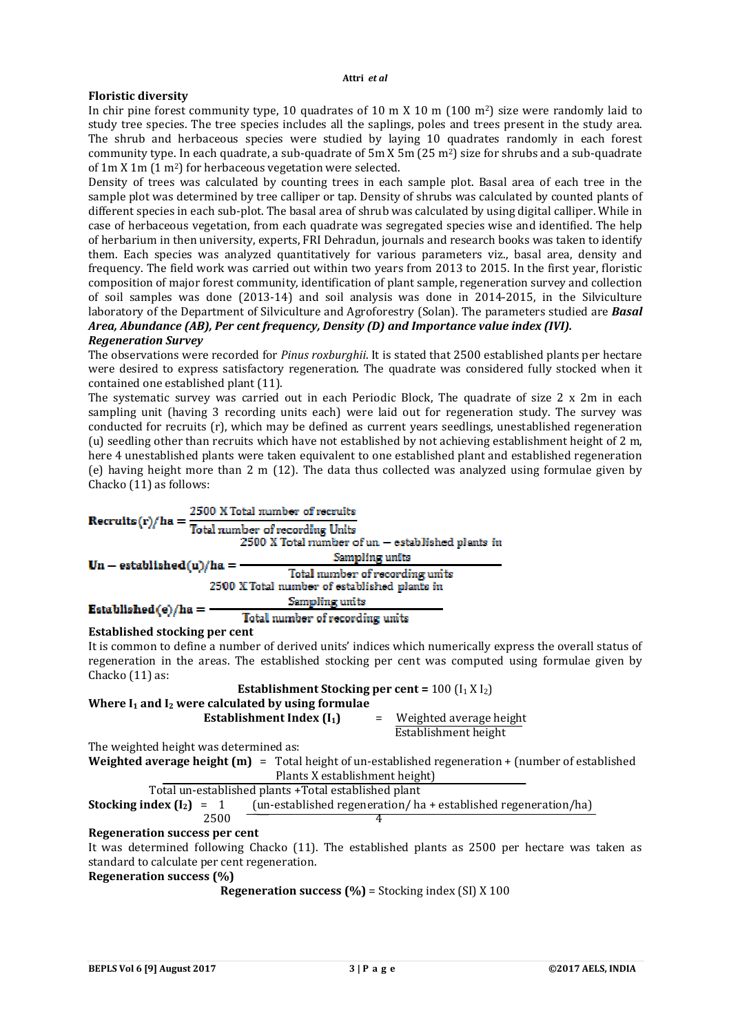### Floristic diversity

In chir pine forest community type, 10 quadrates of 10 m X 10 m (100 $m^2$) size were randomly laid to study tree species. The tree species includes all the saplings, poles and trees present in the study area. The shrub and herbaceous species were studied by laying 10 quadrates randomly in each forest community type. In each quadrate, a sub-quadrate of 5m X 5m (25 $m^2$) size for shrubs and a sub-quadrate of 1m X 1m (1 $m^2$) for herbaceous vegetation were selected.

Density of trees was calculated by counting trees in each sample plot. Basal area of each tree in the sample plot was determined by tree calliper or tap. Density of shrubs was calculated by counted plants of different species in each sub-plot. The basal area of shrub was calculated by using digital calliper. While in case of herbaceous vegetation, from each quadrate was segregated species wise and identified. The help of herbarium in then university, experts, FRI Dehradun, journals and research books was taken to identify them. Each species was analyzed quantitatively for various parameters viz., basal area, density and frequency. The field work was carried out within two years from 2013 to 2015. In the first year, floristic composition of major forest community, identification of plant sample, regeneration survey and collection of soil samples was done (2013-14) and soil analysis was done in 2014-2015, in the Silviculture laboratory of the Department of Silviculture and Agroforestry (Solan). The parameters studied are ***Basal Area, Abundance (AB), Per cent frequency, Density (D) and Importance value index (IVI).***

### *Regeneration Survey*

The observations were recorded for *Pinus roxburghii*. It is stated that 2500 established plants per hectare were desired to express satisfactory regeneration. The quadrate was considered fully stocked when it contained one established plant (11).

The systematic survey was carried out in each Periodic Block, The quadrate of size 2 x 2m in each sampling unit (having 3 recording units each) were laid out for regeneration study. The survey was conducted for recruits (r), which may be defined as current years seedlings, unestablished regeneration (u) seedling other than recruits which have not established by not achieving establishment height of 2 m, here 4 unestablished plants were taken equivalent to one established plant and established regeneration (e) having height more than 2 m (12). The data thus collected was analyzed using formulae given by Chacko (11) as follows:

$$\text{Recruits (r)/ha} = \frac{2500 \text{ X Total number of recruits}}{\text{Total number of recording Units}}$$

$$\text{Un}-\text{established (u)/ha} = \frac{2500 \text{ X Total number of un}-\text{established plants in Sampling units}}{\text{Total number of recording units}}$$

$$\text{Established (e)/ha} = \frac{2500 \text{ X Total number of established plants in Sampling units}}{\text{Total number of recording units}}$$

### Established stocking per cent

It is common to define a number of derived units' indices which numerically express the overall status of regeneration in the areas. The established stocking per cent was computed using formulae given by Chacko (11) as:

$$\textbf{Establishment Stocking per cent} = 100\ (I_1 \text{ X } I_2)$$

**Where $I_1$ and $I_2$ were calculated by using formulae**

$$\textbf{Establishment Index } (I_1) = \frac{\text{Weighted average height}}{\text{Establishment height}}$$

The weighted height was determined as:

$$\textbf{Weighted average height (m)} = \frac{\text{Total height of un-established regeneration + (number of established Plants X establishment height)}}{\text{Total un-established plants + Total established plant}}$$

$$\textbf{Stocking index } (I_2) = \frac{1}{2500}\ \frac{(\text{un-established regeneration/ ha + established regeneration/ha})}{4}$$

### Regeneration success per cent

It was determined following Chacko (11). The established plants as 2500 per hectare was taken as standard to calculate per cent regeneration.

**Regeneration success (%)**

$$\textbf{Regeneration success (\%)} = \text{Stocking index (SI) X 100}$$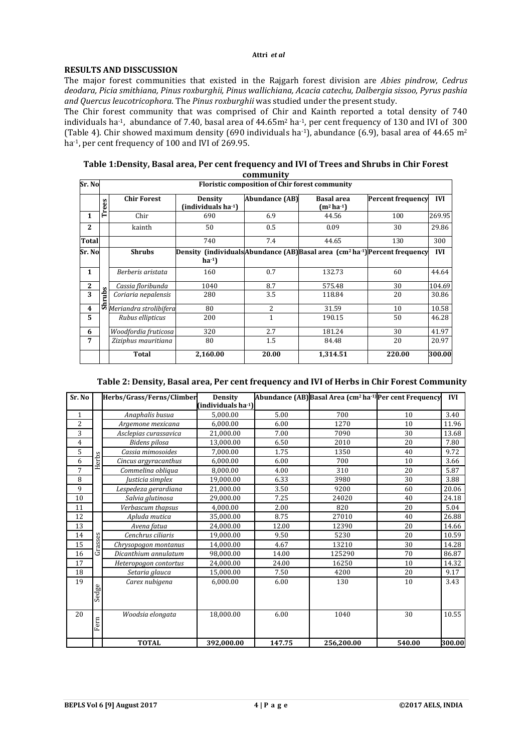## RESULTS AND DISSCUSSION

The major forest communities that existed in the Rajgarh forest division are *Abies pindrow, Cedrus deodara, Picia smithiana, Pinus roxburghii, Pinus wallichiana, Acacia catechu, Dalbergia sissoo, Pyrus pashia and Quercus leucotricophora*. The *Pinus roxburghii* was studied under the present study.

The Chir forest community that was comprised of Chir and Kainth reported a total density of 740 individuals ha$^{-1}$, abundance of 7.40, basal area of 44.65m$^2$ ha$^{-1}$, per cent frequency of 130 and IVI of 300 (Table 4). Chir showed maximum density (690 individuals ha$^{-1}$), abundance (6.9), basal area of 44.65 m$^2$ ha$^{-1}$, per cent frequency of 100 and IVI of 269.95.

**Table 1:Density, Basal area, Per cent frequency and IVI of Trees and Shrubs in Chir Forest community**

| Sr. No | | Floristic composition of Chir forest community | | | | | |
|---|---|---|---|---|---|---|---|
| | Trees | Chir Forest | Density (individuals ha$^{-1}$) | Abundance (AB) | Basal area (m$^2$ ha$^{-1}$) | Percent frequency | IVI |
| 1 | | Chir | 690 | 6.9 | 44.56 | 100 | 269.95 |
| 2 | | kainth | 50 | 0.5 | 0.09 | 30 | 29.86 |
| Total | | | 740 | 7.4 | 44.65 | 130 | 300 |
| Sr. No | | Shrubs | Density (individuals ha$^{-1}$) | Abundance (AB) | Basal area (cm$^2$ ha$^{-1}$) | Percent frequency | IVI |
| 1 | Shrubs | *Berberis aristata* | 160 | 0.7 | 132.73 | 60 | 44.64 |
| 2 | | *Cassia floribunda* | 1040 | 8.7 | 575.48 | 30 | 104.69 |
| 3 | | *Coriaria nepalensis* | 280 | 3.5 | 118.84 | 20 | 30.86 |
| 4 | | *Meriandra strolibifera* | 80 | 2 | 31.59 | 10 | 10.58 |
| 5 | | *Rubus ellipticus* | 200 | 1 | 190.15 | 50 | 46.28 |
| 6 | | *Woodfordia fruticosa* | 320 | 2.7 | 181.24 | 30 | 41.97 |
| 7 | | *Ziziphus mauritiana* | 80 | 1.5 | 84.48 | 20 | 20.97 |
| | | **Total** | **2,160.00** | **20.00** | **1,314.51** | **220.00** | **300.00** |

**Table 2: Density, Basal area, Per cent frequency and IVI of Herbs in Chir Forest Community**

| Sr. No | | Herbs/Grass/Ferns/Climber | Density (individuals ha$^{-1}$) | Abundance (AB) | Basal Area (cm$^2$ ha$^{-1}$) | Per cent Frequency | IVI |
|---|---|---|---|---|---|---|---|
| 1 | Herbs | *Anaphalis busua* | 5,000.00 | 5.00 | 700 | 10 | 3.40 |
| 2 | | *Argemone mexicana* | 6,000.00 | 6.00 | 1270 | 10 | 11.96 |
| 3 | | *Asclepias curassavica* | 21,000.00 | 7.00 | 7090 | 30 | 13.68 |
| 4 | | *Bidens pilosa* | 13,000.00 | 6.50 | 2010 | 20 | 7.80 |
| 5 | | *Cassia mimosoides* | 7,000.00 | 1.75 | 1350 | 40 | 9.72 |
| 6 | | *Cincus argyracanthus* | 6,000.00 | 6.00 | 700 | 10 | 3.66 |
| 7 | | *Commelina obliqua* | 8,000.00 | 4.00 | 310 | 20 | 5.87 |
| 8 | | *Justicia simplex* | 19,000.00 | 6.33 | 3980 | 30 | 3.88 |
| 9 | | *Lespedeza gerardiana* | 21,000.00 | 3.50 | 9200 | 60 | 20.06 |
| 10 | | *Salvia glutinosa* | 29,000.00 | 7.25 | 24020 | 40 | 24.18 |
| 11 | | *Verbascum thapsus* | 4,000.00 | 2.00 | 820 | 20 | 5.04 |
| 12 | Grasses | *Apluda mutica* | 35,000.00 | 8.75 | 27010 | 40 | 26.88 |
| 13 | | *Avena fatua* | 24,000.00 | 12.00 | 12390 | 20 | 14.66 |
| 14 | | *Cenchrus ciliaris* | 19,000.00 | 9.50 | 5230 | 20 | 10.59 |
| 15 | | *Chrysopogon montanus* | 14,000.00 | 4.67 | 13210 | 30 | 14.28 |
| 16 | | *Dicanthium annulatum* | 98,000.00 | 14.00 | 125290 | 70 | 86.87 |
| 17 | | *Heteropogon contortus* | 24,000.00 | 24.00 | 16250 | 10 | 14.32 |
| 18 | | *Setaria glauca* | 15,000.00 | 7.50 | 4200 | 20 | 9.17 |
| 19 | Sedge | *Carex nubigena* | 6,000.00 | 6.00 | 130 | 10 | 3.43 |
| 20 | Fern | *Woodsia elongata* | 18,000.00 | 6.00 | 1040 | 30 | 10.55 |
| | | **TOTAL** | **392,000.00** | **147.75** | **256,200.00** | **540.00** | **300.00** |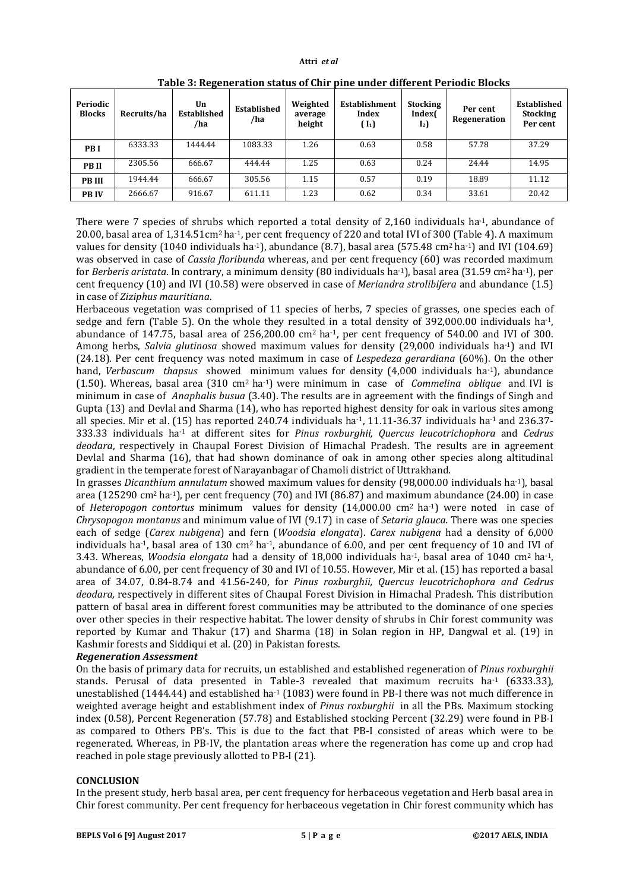**Table 3: Regeneration status of Chir pine under different Periodic Blocks**

| Periodic Blocks | Recruits/ha | Un Established /ha | Established /ha | Weighted average height | Establishment Index ( $I_1$) | Stocking Index( $I_2$) | Per cent Regeneration | Established Stocking Per cent |
|---|---|---|---|---|---|---|---|---|
| **PB I** | 6333.33 | 1444.44 | 1083.33 | 1.26 | 0.63 | 0.58 | 57.78 | 37.29 |
| **PB II** | 2305.56 | 666.67 | 444.44 | 1.25 | 0.63 | 0.24 | 24.44 | 14.95 |
| **PB III** | 1944.44 | 666.67 | 305.56 | 1.15 | 0.57 | 0.19 | 18.89 | 11.12 |
| **PB IV** | 2666.67 | 916.67 | 611.11 | 1.23 | 0.62 | 0.34 | 33.61 | 20.42 |

There were 7 species of shrubs which reported a total density of 2,160 individuals $ha^{-1}$, abundance of 20.00, basal area of 1,314.51 $cm^2$ $ha^{-1}$, per cent frequency of 220 and total IVI of 300 (Table 4). A maximum values for density (1040 individuals $ha^{-1}$), abundance (8.7), basal area (575.48 $cm^2$ $ha^{-1}$) and IVI (104.69) was observed in case of *Cassia floribunda* whereas, and per cent frequency (60) was recorded maximum for *Berberis aristata*. In contrary, a minimum density (80 individuals $ha^{-1}$), basal area (31.59 $cm^2$ $ha^{-1}$), per cent frequency (10) and IVI (10.58) were observed in case of *Meriandra strolibifera* and abundance (1.5) in case of *Ziziphus mauritiana*.

Herbaceous vegetation was comprised of 11 species of herbs, 7 species of grasses, one species each of sedge and fern (Table 5). On the whole they resulted in a total density of 392,000.00 individuals $ha^{-1}$, abundance of 147.75, basal area of 256,200.00 $cm^2$ $ha^{-1}$, per cent frequency of 540.00 and IVI of 300. Among herbs, *Salvia glutinosa* showed maximum values for density (29,000 individuals $ha^{-1}$) and IVI (24.18). Per cent frequency was noted maximum in case of *Lespedeza gerardiana* (60%). On the other hand, *Verbascum thapsus* showed minimum values for density (4,000 individuals $ha^{-1}$), abundance (1.50). Whereas, basal area (310 $cm^2$ $ha^{-1}$) were minimum in case of *Commelina oblique* and IVI is minimum in case of *Anaphalis busua* (3.40). The results are in agreement with the findings of Singh and Gupta (13) and Devlal and Sharma (14), who has reported highest density for oak in various sites among all species. Mir et al. (15) has reported 240.74 individuals $ha^{-1}$, 11.11-36.37 individuals $ha^{-1}$ and 236.37-333.33 individuals $ha^{-1}$ at different sites for *Pinus roxburghii, Quercus leucotrichophora* and *Cedrus deodara*, respectively in Chaupal Forest Division of Himachal Pradesh. The results are in agreement Devlal and Sharma (16), that had shown dominance of oak in among other species along altitudinal gradient in the temperate forest of Narayanbagar of Chamoli district of Uttrakhand.

In grasses *Dicanthium annulatum* showed maximum values for density (98,000.00 individuals $ha^{-1}$), basal area (125290 $cm^2$ $ha^{-1}$), per cent frequency (70) and IVI (86.87) and maximum abundance (24.00) in case of *Heteropogon contortus* minimum values for density (14,000.00 $cm^2$ $ha^{-1}$) were noted in case of *Chrysopogon montanus* and minimum value of IVI (9.17) in case of *Setaria glauca*. There was one species each of sedge (*Carex nubigena*) and fern (*Woodsia elongata*). *Carex nubigena* had a density of 6,000 individuals $ha^{-1}$, basal area of 130 $cm^2$ $ha^{-1}$, abundance of 6.00, and per cent frequency of 10 and IVI of 3.43. Whereas, *Woodsia elongata* had a density of 18,000 individuals $ha^{-1}$, basal area of 1040 $cm^2$ $ha^{-1}$, abundance of 6.00, per cent frequency of 30 and IVI of 10.55. However, Mir et al. (15) has reported a basal area of 34.07, 0.84-8.74 and 41.56-240, for *Pinus roxburghii, Quercus leucotrichophora and Cedrus deodara,* respectively in different sites of Chaupal Forest Division in Himachal Pradesh. This distribution pattern of basal area in different forest communities may be attributed to the dominance of one species over other species in their respective habitat. The lower density of shrubs in Chir forest community was reported by Kumar and Thakur (17) and Sharma (18) in Solan region in HP, Dangwal et al. (19) in Kashmir forests and Siddiqui et al. (20) in Pakistan forests.

***Regeneration Assessment***

On the basis of primary data for recruits, un established and established regeneration of *Pinus roxburghii* stands. Perusal of data presented in Table-3 revealed that maximum recruits $ha^{-1}$ (6333.33), unestablished (1444.44) and established $ha^{-1}$ (1083) were found in PB-I there was not much difference in weighted average height and establishment index of *Pinus roxburghii* in all the PBs. Maximum stocking index (0.58), Percent Regeneration (57.78) and Established stocking Percent (32.29) were found in PB-I as compared to Others PB's. This is due to the fact that PB-I consisted of areas which were to be regenerated. Whereas, in PB-IV, the plantation areas where the regeneration has come up and crop had reached in pole stage previously allotted to PB-I (21).

## CONCLUSION

In the present study, herb basal area, per cent frequency for herbaceous vegetation and Herb basal area in Chir forest community. Per cent frequency for herbaceous vegetation in Chir forest community which has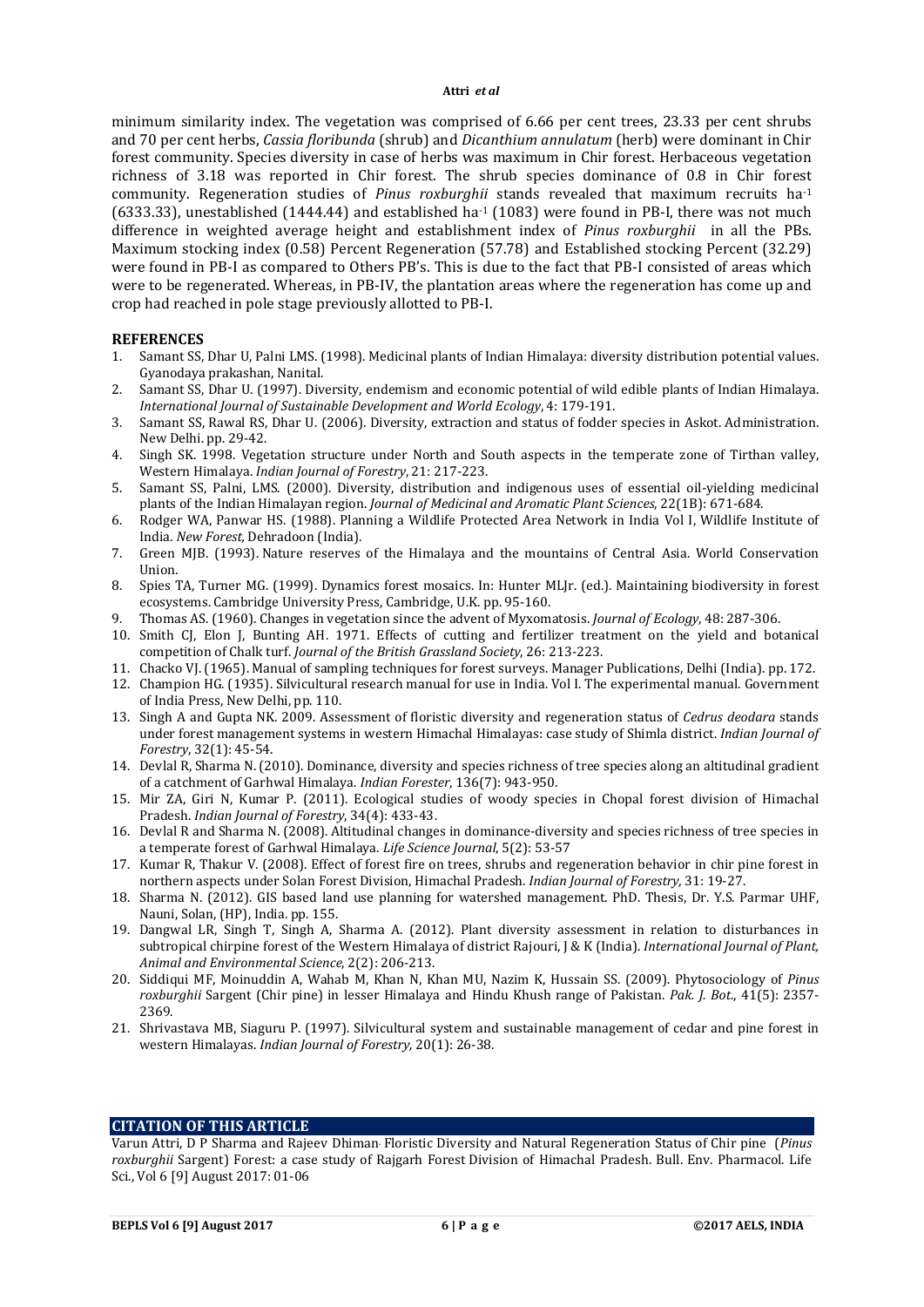minimum similarity index. The vegetation was comprised of 6.66 per cent trees, 23.33 per cent shrubs and 70 per cent herbs, *Cassia floribunda* (shrub) and *Dicanthium annulatum* (herb) were dominant in Chir forest community. Species diversity in case of herbs was maximum in Chir forest. Herbaceous vegetation richness of 3.18 was reported in Chir forest. The shrub species dominance of 0.8 in Chir forest community. Regeneration studies of *Pinus roxburghii* stands revealed that maximum recruits ha$^{-1}$ (6333.33), unestablished (1444.44) and established ha$^{-1}$ (1083) were found in PB-I, there was not much difference in weighted average height and establishment index of *Pinus roxburghii* in all the PBs. Maximum stocking index (0.58) Percent Regeneration (57.78) and Established stocking Percent (32.29) were found in PB-I as compared to Others PB's. This is due to the fact that PB-I consisted of areas which were to be regenerated. Whereas, in PB-IV, the plantation areas where the regeneration has come up and crop had reached in pole stage previously allotted to PB-I.

## REFERENCES

1. Samant SS, Dhar U, Palni LMS. (1998). Medicinal plants of Indian Himalaya: diversity distribution potential values. Gyanodaya prakashan, Nanital.
2. Samant SS, Dhar U. (1997). Diversity, endemism and economic potential of wild edible plants of Indian Himalaya. *International Journal of Sustainable Development and World Ecology*, 4: 179-191.
3. Samant SS, Rawal RS, Dhar U. (2006). Diversity, extraction and status of fodder species in Askot. Administration. New Delhi. pp. 29-42.
4. Singh SK. 1998. Vegetation structure under North and South aspects in the temperate zone of Tirthan valley, Western Himalaya. *Indian Journal of Forestry*, 21: 217-223.
5. Samant SS, Palni, LMS. (2000). Diversity, distribution and indigenous uses of essential oil-yielding medicinal plants of the Indian Himalayan region. *Journal of Medicinal and Aromatic Plant Sciences*, 22(1B): 671-684.
6. Rodger WA, Panwar HS. (1988). Planning a Wildlife Protected Area Network in India Vol I, Wildlife Institute of India. *New Forest*, Dehradoon (India).
7. Green MJB. (1993). Nature reserves of the Himalaya and the mountains of Central Asia. World Conservation Union.
8. Spies TA, Turner MG. (1999). Dynamics forest mosaics. In: Hunter MLJr. (ed.). Maintaining biodiversity in forest ecosystems. Cambridge University Press, Cambridge, U.K. pp. 95-160.
9. Thomas AS. (1960). Changes in vegetation since the advent of Myxomatosis. *Journal of Ecology*, 48: 287-306.
10. Smith CJ, Elon J, Bunting AH. 1971. Effects of cutting and fertilizer treatment on the yield and botanical competition of Chalk turf. *Journal of the British Grassland Society*, 26: 213-223.
11. Chacko VJ. (1965). Manual of sampling techniques for forest surveys. Manager Publications, Delhi (India). pp. 172.
12. Champion HG. (1935). Silvicultural research manual for use in India. Vol I. The experimental manual. Government of India Press, New Delhi, pp. 110.
13. Singh A and Gupta NK. 2009. Assessment of floristic diversity and regeneration status of *Cedrus deodara* stands under forest management systems in western Himachal Himalayas: case study of Shimla district. *Indian Journal of Forestry*, 32(1): 45-54.
14. Devlal R, Sharma N. (2010). Dominance, diversity and species richness of tree species along an altitudinal gradient of a catchment of Garhwal Himalaya. *Indian Forester*, 136(7): 943-950.
15. Mir ZA, Giri N, Kumar P. (2011). Ecological studies of woody species in Chopal forest division of Himachal Pradesh. *Indian Journal of Forestry*, 34(4): 433-43.
16. Devlal R and Sharma N. (2008). Altitudinal changes in dominance-diversity and species richness of tree species in a temperate forest of Garhwal Himalaya. *Life Science Journal*, 5(2): 53-57
17. Kumar R, Thakur V. (2008). Effect of forest fire on trees, shrubs and regeneration behavior in chir pine forest in northern aspects under Solan Forest Division, Himachal Pradesh. *Indian Journal of Forestry*, 31: 19-27.
18. Sharma N. (2012). GIS based land use planning for watershed management. PhD. Thesis, Dr. Y.S. Parmar UHF, Nauni, Solan, (HP), India. pp. 155.
19. Dangwal LR, Singh T, Singh A, Sharma A. (2012). Plant diversity assessment in relation to disturbances in subtropical chirpine forest of the Western Himalaya of district Rajouri, J & K (India). *International Journal of Plant, Animal and Environmental Science*, 2(2): 206-213.
20. Siddiqui MF, Moinuddin A, Wahab M, Khan N, Khan MU, Nazim K, Hussain SS. (2009). Phytosociology of *Pinus roxburghii* Sargent (Chir pine) in lesser Himalaya and Hindu Khush range of Pakistan. *Pak. J. Bot.*, 41(5): 2357-2369.
21. Shrivastava MB, Siaguru P. (1997). Silvicultural system and sustainable management of cedar and pine forest in western Himalayas. *Indian Journal of Forestry*, 20(1): 26-38.

## CITATION OF THIS ARTICLE

Varun Attri, D P Sharma and Rajeev Dhiman. Floristic Diversity and Natural Regeneration Status of Chir pine (*Pinus roxburghii* Sargent) Forest: a case study of Rajgarh Forest Division of Himachal Pradesh. Bull. Env. Pharmacol. Life Sci., Vol 6 [9] August 2017: 01-06